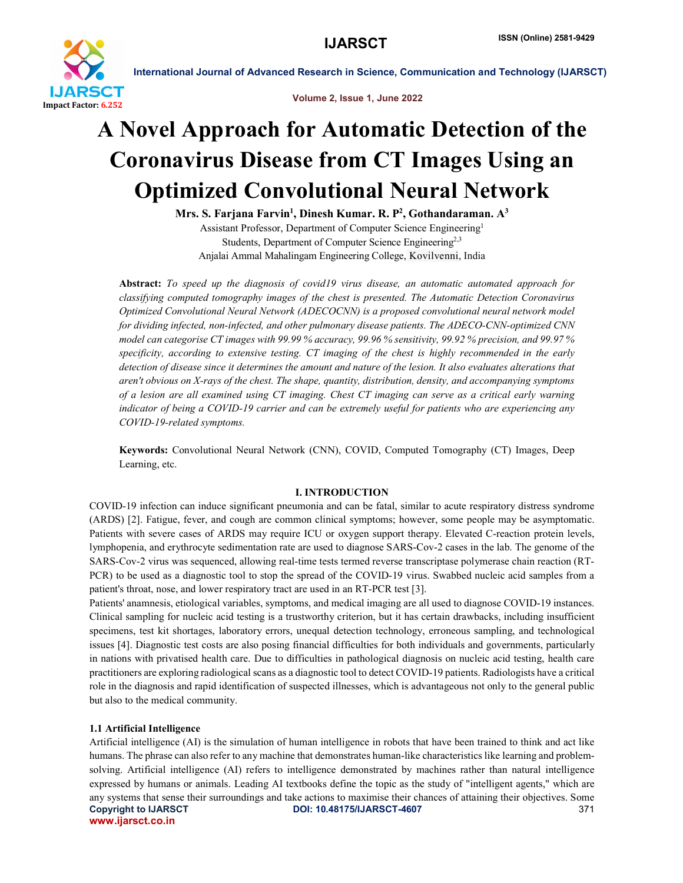# A Novel Approach for Automatic Detection of the Coronavirus Disease from CT Images Using an Optimized Convolutional Neural Network

**Mrs. S. Farjana Farvin[1], Dinesh Kumar. R. P[2], Gothandaraman. A[3]**

Assistant Professor, Department of Computer Science Engineering[1]

Students, Department of Computer Science Engineering[2,3]

Anjalai Ammal Mahalingam Engineering College, Kovilvenni, India

**Abstract:** *To speed up the diagnosis of covid19 virus disease, an automatic automated approach for classifying computed tomography images of the chest is presented. The Automatic Detection Coronavirus Optimized Convolutional Neural Network (ADECOCNN) is a proposed convolutional neural network model for dividing infected, non-infected, and other pulmonary disease patients. The ADECO-CNN-optimized CNN model can categorise CT images with 99.99 % accuracy, 99.96 % sensitivity, 99.92 % precision, and 99.97 % specificity, according to extensive testing. CT imaging of the chest is highly recommended in the early detection of disease since it determines the amount and nature of the lesion. It also evaluates alterations that aren't obvious on X-rays of the chest. The shape, quantity, distribution, density, and accompanying symptoms of a lesion are all examined using CT imaging. Chest CT imaging can serve as a critical early warning indicator of being a COVID-19 carrier and can be extremely useful for patients who are experiencing any COVID-19-related symptoms.*

**Keywords:** Convolutional Neural Network (CNN), COVID, Computed Tomography (CT) Images, Deep Learning, etc.

## I. INTRODUCTION

COVID-19 infection can induce significant pneumonia and can be fatal, similar to acute respiratory distress syndrome (ARDS) [2]. Fatigue, fever, and cough are common clinical symptoms; however, some people may be asymptomatic. Patients with severe cases of ARDS may require ICU or oxygen support therapy. Elevated C-reaction protein levels, lymphopenia, and erythrocyte sedimentation rate are used to diagnose SARS-Cov-2 cases in the lab. The genome of the SARS-Cov-2 virus was sequenced, allowing real-time tests termed reverse transcriptase polymerase chain reaction (RT-PCR) to be used as a diagnostic tool to stop the spread of the COVID-19 virus. Swabbed nucleic acid samples from a patient's throat, nose, and lower respiratory tract are used in an RT-PCR test [3].

Patients' anamnesis, etiological variables, symptoms, and medical imaging are all used to diagnose COVID-19 instances. Clinical sampling for nucleic acid testing is a trustworthy criterion, but it has certain drawbacks, including insufficient specimens, test kit shortages, laboratory errors, unequal detection technology, erroneous sampling, and technological issues [4]. Diagnostic test costs are also posing financial difficulties for both individuals and governments, particularly in nations with privatised health care. Due to difficulties in pathological diagnosis on nucleic acid testing, health care practitioners are exploring radiological scans as a diagnostic tool to detect COVID-19 patients. Radiologists have a critical role in the diagnosis and rapid identification of suspected illnesses, which is advantageous not only to the general public but also to the medical community.

### 1.1 Artificial Intelligence

Artificial intelligence (AI) is the simulation of human intelligence in robots that have been trained to think and act like humans. The phrase can also refer to any machine that demonstrates human-like characteristics like learning and problem-solving. Artificial intelligence (AI) refers to intelligence demonstrated by machines rather than natural intelligence expressed by humans or animals. Leading AI textbooks define the topic as the study of "intelligent agents," which are any systems that sense their surroundings and take actions to maximise their chances of attaining their objectives. Some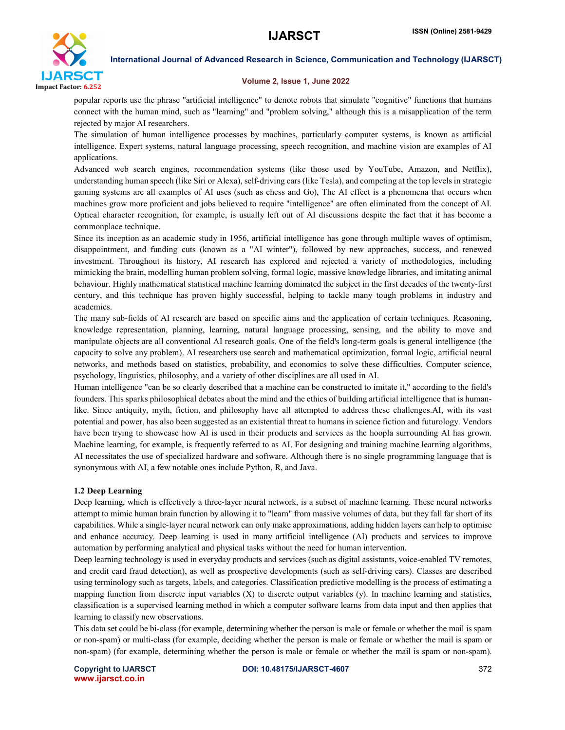popular reports use the phrase "artificial intelligence" to denote robots that simulate "cognitive" functions that humans connect with the human mind, such as "learning" and "problem solving," although this is a misapplication of the term rejected by major AI researchers.

The simulation of human intelligence processes by machines, particularly computer systems, is known as artificial intelligence. Expert systems, natural language processing, speech recognition, and machine vision are examples of AI applications.

Advanced web search engines, recommendation systems (like those used by YouTube, Amazon, and Netflix), understanding human speech (like Siri or Alexa), self-driving cars (like Tesla), and competing at the top levels in strategic gaming systems are all examples of AI uses (such as chess and Go), The AI effect is a phenomena that occurs when machines grow more proficient and jobs believed to require "intelligence" are often eliminated from the concept of AI. Optical character recognition, for example, is usually left out of AI discussions despite the fact that it has become a commonplace technique.

Since its inception as an academic study in 1956, artificial intelligence has gone through multiple waves of optimism, disappointment, and funding cuts (known as a "AI winter"), followed by new approaches, success, and renewed investment. Throughout its history, AI research has explored and rejected a variety of methodologies, including mimicking the brain, modelling human problem solving, formal logic, massive knowledge libraries, and imitating animal behaviour. Highly mathematical statistical machine learning dominated the subject in the first decades of the twenty-first century, and this technique has proven highly successful, helping to tackle many tough problems in industry and academics.

The many sub-fields of AI research are based on specific aims and the application of certain techniques. Reasoning, knowledge representation, planning, learning, natural language processing, sensing, and the ability to move and manipulate objects are all conventional AI research goals. One of the field's long-term goals is general intelligence (the capacity to solve any problem). AI researchers use search and mathematical optimization, formal logic, artificial neural networks, and methods based on statistics, probability, and economics to solve these difficulties. Computer science, psychology, linguistics, philosophy, and a variety of other disciplines are all used in AI.

Human intelligence "can be so clearly described that a machine can be constructed to imitate it," according to the field's founders. This sparks philosophical debates about the mind and the ethics of building artificial intelligence that is human-like. Since antiquity, myth, fiction, and philosophy have all attempted to address these challenges.AI, with its vast potential and power, has also been suggested as an existential threat to humans in science fiction and futurology. Vendors have been trying to showcase how AI is used in their products and services as the hoopla surrounding AI has grown. Machine learning, for example, is frequently referred to as AI. For designing and training machine learning algorithms, AI necessitates the use of specialized hardware and software. Although there is no single programming language that is synonymous with AI, a few notable ones include Python, R, and Java.

### 1.2 Deep Learning

Deep learning, which is effectively a three-layer neural network, is a subset of machine learning. These neural networks attempt to mimic human brain function by allowing it to "learn" from massive volumes of data, but they fall far short of its capabilities. While a single-layer neural network can only make approximations, adding hidden layers can help to optimise and enhance accuracy. Deep learning is used in many artificial intelligence (AI) products and services to improve automation by performing analytical and physical tasks without the need for human intervention.

Deep learning technology is used in everyday products and services (such as digital assistants, voice-enabled TV remotes, and credit card fraud detection), as well as prospective developments (such as self-driving cars). Classes are described using terminology such as targets, labels, and categories. Classification predictive modelling is the process of estimating a mapping function from discrete input variables (X) to discrete output variables (y). In machine learning and statistics, classification is a supervised learning method in which a computer software learns from data input and then applies that learning to classify new observations.

This data set could be bi-class (for example, determining whether the person is male or female or whether the mail is spam or non-spam) or multi-class (for example, deciding whether the person is male or female or whether the mail is spam or non-spam) (for example, determining whether the person is male or female or whether the mail is spam or non-spam).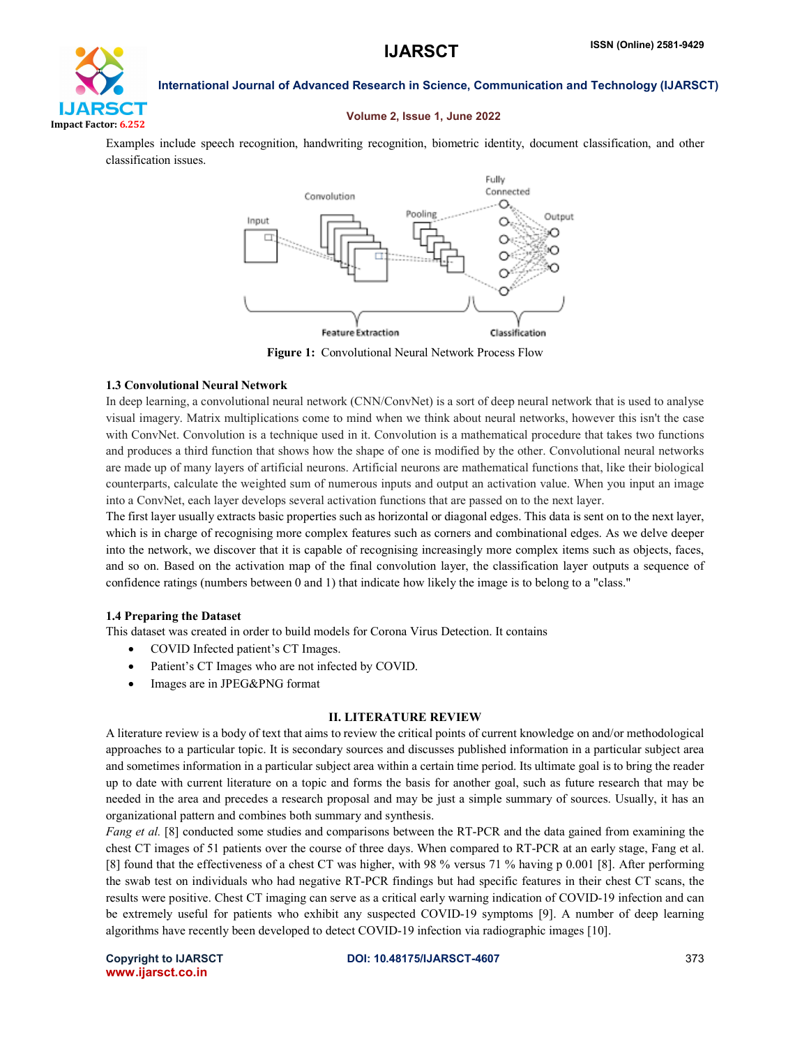Examples include speech recognition, handwriting recognition, biometric identity, document classification, and other classification issues.

**Figure 1:** Convolutional Neural Network Process Flow

### 1.3 Convolutional Neural Network

In deep learning, a convolutional neural network (CNN/ConvNet) is a sort of deep neural network that is used to analyse visual imagery. Matrix multiplications come to mind when we think about neural networks, however this isn't the case with ConvNet. Convolution is a technique used in it. Convolution is a mathematical procedure that takes two functions and produces a third function that shows how the shape of one is modified by the other. Convolutional neural networks are made up of many layers of artificial neurons. Artificial neurons are mathematical functions that, like their biological counterparts, calculate the weighted sum of numerous inputs and output an activation value. When you input an image into a ConvNet, each layer develops several activation functions that are passed on to the next layer.

The first layer usually extracts basic properties such as horizontal or diagonal edges. This data is sent on to the next layer, which is in charge of recognising more complex features such as corners and combinational edges. As we delve deeper into the network, we discover that it is capable of recognising increasingly more complex items such as objects, faces, and so on. Based on the activation map of the final convolution layer, the classification layer outputs a sequence of confidence ratings (numbers between 0 and 1) that indicate how likely the image is to belong to a "class."

### 1.4 Preparing the Dataset

This dataset was created in order to build models for Corona Virus Detection. It contains

- COVID Infected patient's CT Images.
- Patient's CT Images who are not infected by COVID.
- Images are in JPEG&PNG format

## II. LITERATURE REVIEW

A literature review is a body of text that aims to review the critical points of current knowledge on and/or methodological approaches to a particular topic. It is secondary sources and discusses published information in a particular subject area and sometimes information in a particular subject area within a certain time period. Its ultimate goal is to bring the reader up to date with current literature on a topic and forms the basis for another goal, such as future research that may be needed in the area and precedes a research proposal and may be just a simple summary of sources. Usually, it has an organizational pattern and combines both summary and synthesis.

*Fang et al.* [8] conducted some studies and comparisons between the RT-PCR and the data gained from examining the chest CT images of 51 patients over the course of three days. When compared to RT-PCR at an early stage, Fang et al. [8] found that the effectiveness of a chest CT was higher, with 98 % versus 71 % having p 0.001 [8]. After performing the swab test on individuals who had negative RT-PCR findings but had specific features in their chest CT scans, the results were positive. Chest CT imaging can serve as a critical early warning indication of COVID-19 infection and can be extremely useful for patients who exhibit any suspected COVID-19 symptoms [9]. A number of deep learning algorithms have recently been developed to detect COVID-19 infection via radiographic images [10].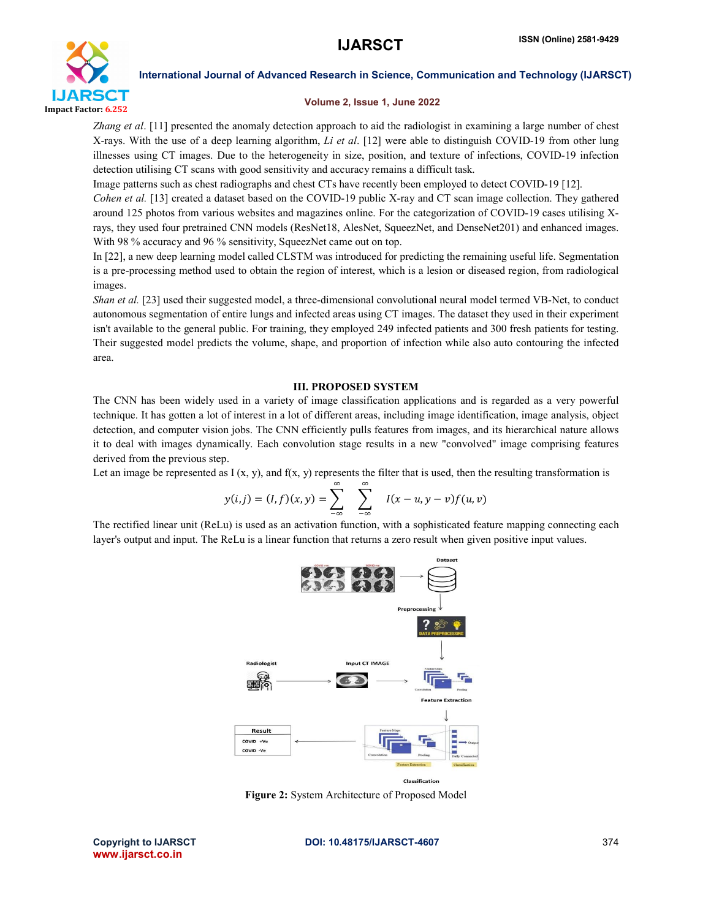*Zhang et al*. [11] presented the anomaly detection approach to aid the radiologist in examining a large number of chest X-rays. With the use of a deep learning algorithm, *Li et al*. [12] were able to distinguish COVID-19 from other lung illnesses using CT images. Due to the heterogeneity in size, position, and texture of infections, COVID-19 infection detection utilising CT scans with good sensitivity and accuracy remains a difficult task.

Image patterns such as chest radiographs and chest CTs have recently been employed to detect COVID-19 [12].

*Cohen et al.* [13] created a dataset based on the COVID-19 public X-ray and CT scan image collection. They gathered around 125 photos from various websites and magazines online. For the categorization of COVID-19 cases utilising X-rays, they used four pretrained CNN models (ResNet18, AlesNet, SqueezNet, and DenseNet201) and enhanced images. With 98 % accuracy and 96 % sensitivity, SqueezNet came out on top.

In [22], a new deep learning model called CLSTM was introduced for predicting the remaining useful life. Segmentation is a pre-processing method used to obtain the region of interest, which is a lesion or diseased region, from radiological images.

*Shan et al.* [23] used their suggested model, a three-dimensional convolutional neural model termed VB-Net, to conduct autonomous segmentation of entire lungs and infected areas using CT images. The dataset they used in their experiment isn't available to the general public. For training, they employed 249 infected patients and 300 fresh patients for testing. Their suggested model predicts the volume, shape, and proportion of infection while also auto contouring the infected area.

## III. PROPOSED SYSTEM

The CNN has been widely used in a variety of image classification applications and is regarded as a very powerful technique. It has gotten a lot of interest in a lot of different areas, including image identification, image analysis, object detection, and computer vision jobs. The CNN efficiently pulls features from images, and its hierarchical nature allows it to deal with images dynamically. Each convolution stage results in a new "convolved" image comprising features derived from the previous step.

Let an image be represented as I (x, y), and f(x, y) represents the filter that is used, then the resulting transformation is

$$y(i,j) = (I,f)(x,y) = \sum_{-\infty}^{\infty} \sum_{-\infty}^{\infty} I(x-u, y-v) f(u,v)$$

The rectified linear unit (ReLu) is used as an activation function, with a sophisticated feature mapping connecting each layer's output and input. The ReLu is a linear function that returns a zero result when given positive input values.

**Figure 2:** System Architecture of Proposed Model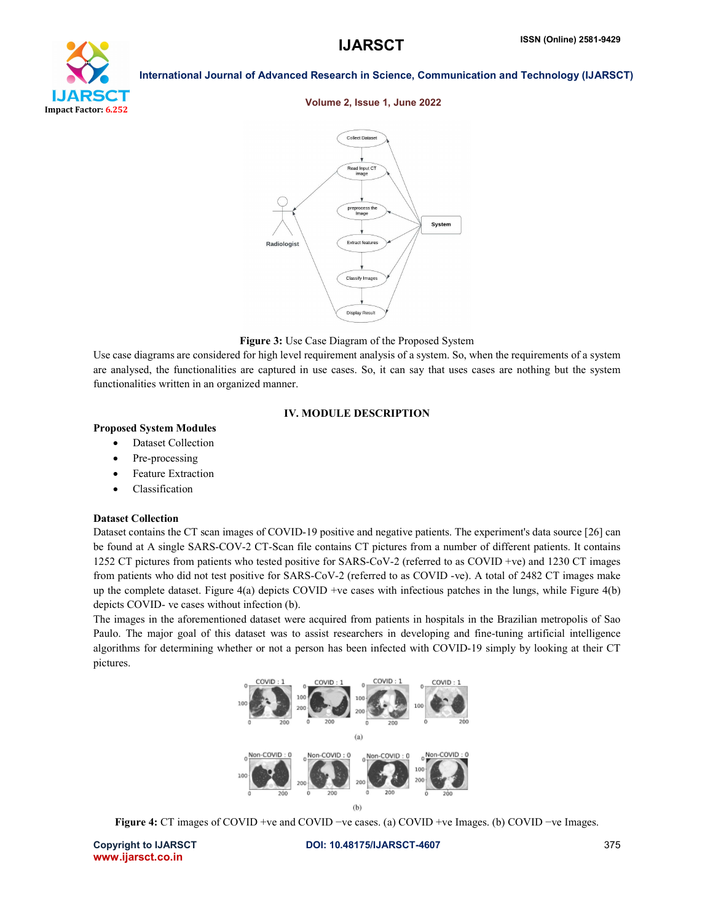**Figure 3:** Use Case Diagram of the Proposed System

Use case diagrams are considered for high level requirement analysis of a system. So, when the requirements of a system are analysed, the functionalities are captured in use cases. So, it can say that uses cases are nothing but the system functionalities written in an organized manner.

## IV. MODULE DESCRIPTION

**Proposed System Modules**

- Dataset Collection
- Pre-processing
- Feature Extraction
- Classification

**Dataset Collection**

Dataset contains the CT scan images of COVID-19 positive and negative patients. The experiment's data source [26] can be found at A single SARS-COV-2 CT-Scan file contains CT pictures from a number of different patients. It contains 1252 CT pictures from patients who tested positive for SARS-CoV-2 (referred to as COVID +ve) and 1230 CT images from patients who did not test positive for SARS-CoV-2 (referred to as COVID -ve). A total of 2482 CT images make up the complete dataset. Figure 4(a) depicts COVID +ve cases with infectious patches in the lungs, while Figure 4(b) depicts COVID- ve cases without infection (b).

The images in the aforementioned dataset were acquired from patients in hospitals in the Brazilian metropolis of Sao Paulo. The major goal of this dataset was to assist researchers in developing and fine-tuning artificial intelligence algorithms for determining whether or not a person has been infected with COVID-19 simply by looking at their CT pictures.

**Figure 4:** CT images of COVID +ve and COVID −ve cases. (a) COVID +ve Images. (b) COVID −ve Images.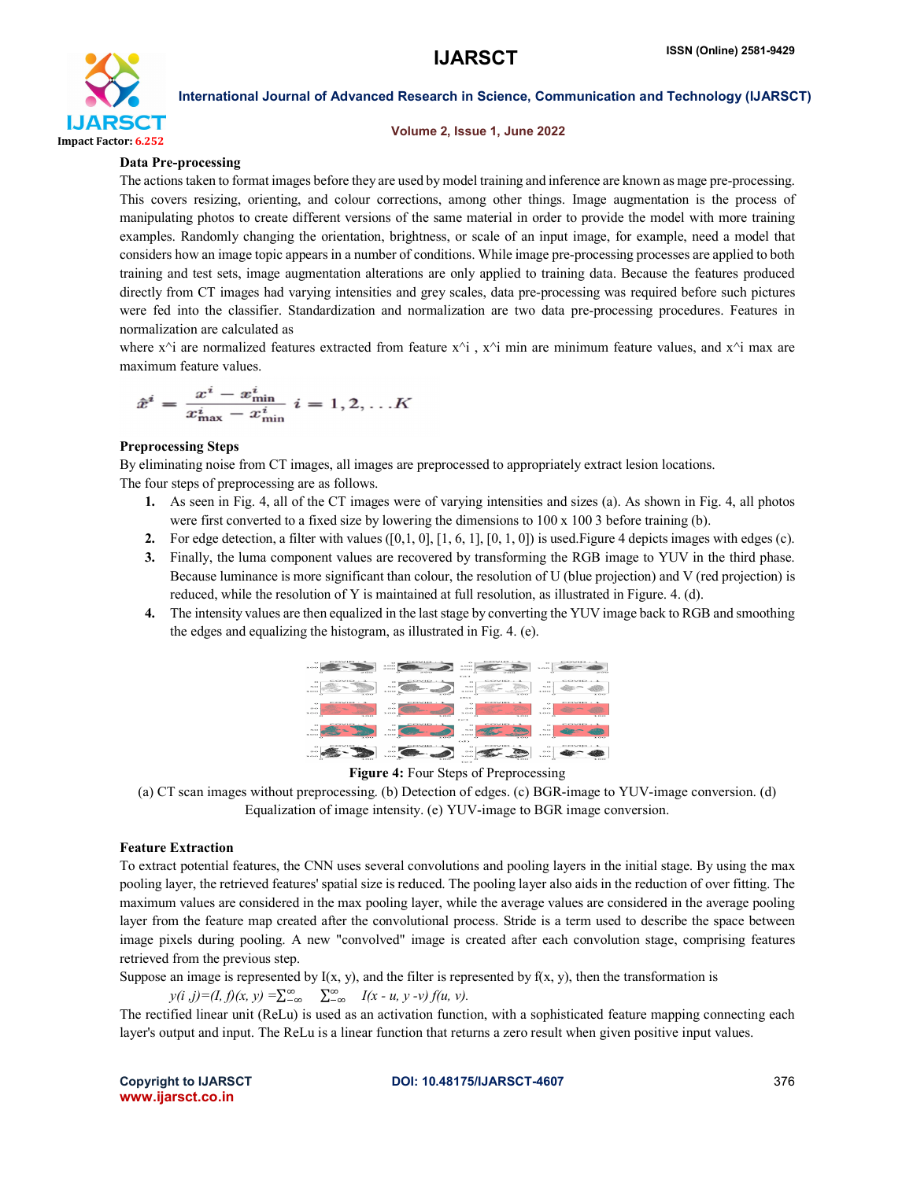**Data Pre-processing**

The actions taken to format images before they are used by model training and inference are known as mage pre-processing. This covers resizing, orienting, and colour corrections, among other things. Image augmentation is the process of manipulating photos to create different versions of the same material in order to provide the model with more training examples. Randomly changing the orientation, brightness, or scale of an input image, for example, need a model that considers how an image topic appears in a number of conditions. While image pre-processing processes are applied to both training and test sets, image augmentation alterations are only applied to training data. Because the features produced directly from CT images had varying intensities and grey scales, data pre-processing was required before such pictures were fed into the classifier. Standardization and normalization are two data pre-processing procedures. Features in normalization are calculated as

where x^i are normalized features extracted from feature x^i , x^i min are minimum feature values, and x^i max are maximum feature values.

$$\hat{x}^i = \frac{x^i - x^i_{\min}}{x^i_{\max} - x^i_{\min}} \quad i = 1, 2, \ldots K$$

**Preprocessing Steps**

By eliminating noise from CT images, all images are preprocessed to appropriately extract lesion locations.

The four steps of preprocessing are as follows.

1. As seen in Fig. 4, all of the CT images were of varying intensities and sizes (a). As shown in Fig. 4, all photos were first converted to a fixed size by lowering the dimensions to 100 x 100 3 before training (b).
2. For edge detection, a filter with values ([0,1, 0], [1, 6, 1], [0, 1, 0]) is used.Figure 4 depicts images with edges (c).
3. Finally, the luma component values are recovered by transforming the RGB image to YUV in the third phase. Because luminance is more significant than colour, the resolution of U (blue projection) and V (red projection) is reduced, while the resolution of Y is maintained at full resolution, as illustrated in Figure. 4. (d).
4. The intensity values are then equalized in the last stage by converting the YUV image back to RGB and smoothing the edges and equalizing the histogram, as illustrated in Fig. 4. (e).

**Figure 4:** Four Steps of Preprocessing

(a) CT scan images without preprocessing. (b) Detection of edges. (c) BGR-image to YUV-image conversion. (d) Equalization of image intensity. (e) YUV-image to BGR image conversion.

**Feature Extraction**

To extract potential features, the CNN uses several convolutions and pooling layers in the initial stage. By using the max pooling layer, the retrieved features' spatial size is reduced. The pooling layer also aids in the reduction of over fitting. The maximum values are considered in the max pooling layer, while the average values are considered in the average pooling layer from the feature map created after the convolutional process. Stride is a term used to describe the space between image pixels during pooling. A new "convolved" image is created after each convolution stage, comprising features retrieved from the previous step.

Suppose an image is represented by I(x, y), and the filter is represented by f(x, y), then the transformation is

$$y(i, j) = (I, f)(x, y) = \sum_{-\infty}^{\infty} \sum_{-\infty}^{\infty} I(x - u, y - v) f(u, v).$$

The rectified linear unit (ReLu) is used as an activation function, with a sophisticated feature mapping connecting each layer's output and input. The ReLu is a linear function that returns a zero result when given positive input values.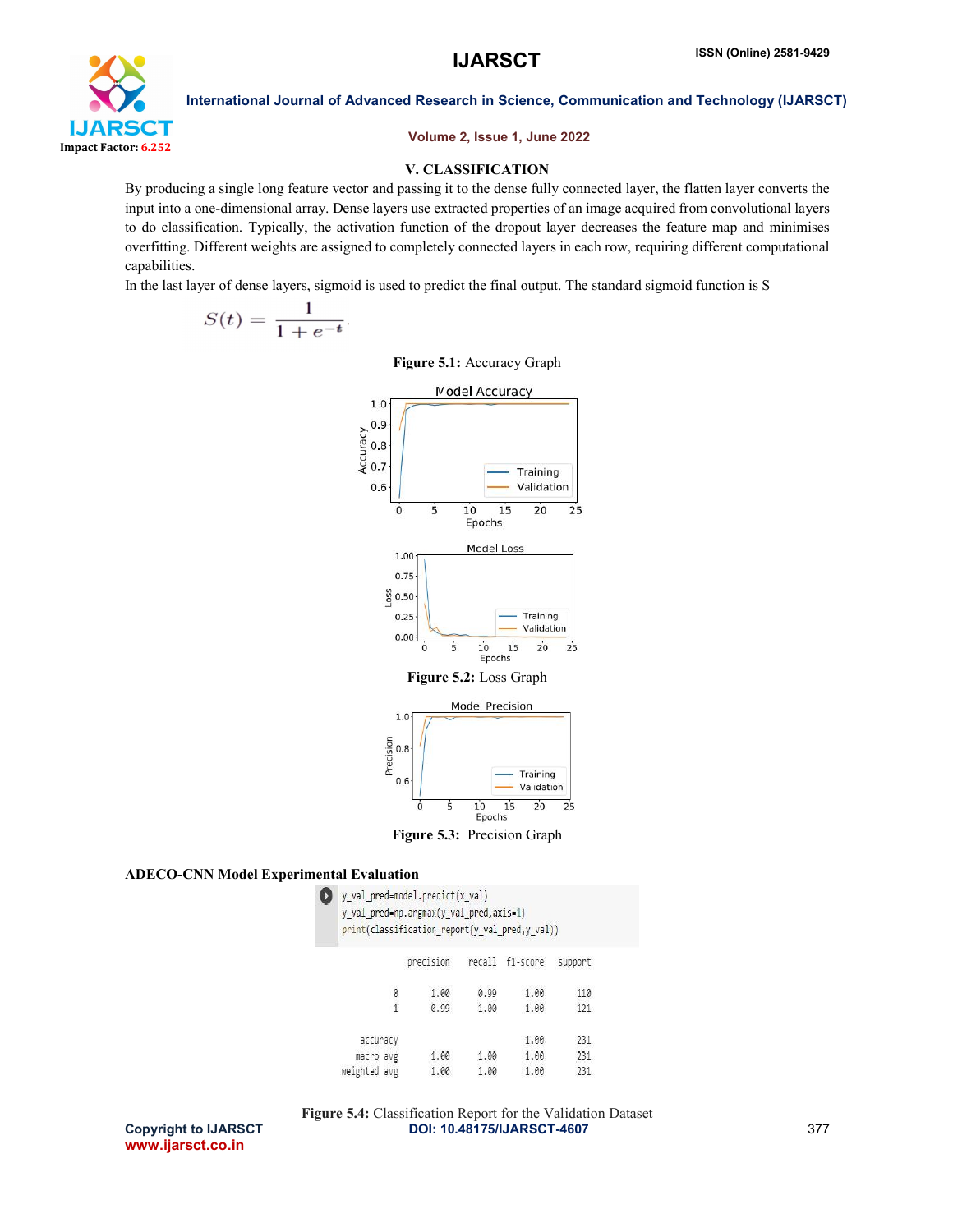## V. CLASSIFICATION

By producing a single long feature vector and passing it to the dense fully connected layer, the flatten layer converts the input into a one-dimensional array. Dense layers use extracted properties of an image acquired from convolutional layers to do classification. Typically, the activation function of the dropout layer decreases the feature map and minimises overfitting. Different weights are assigned to completely connected layers in each row, requiring different computational capabilities.

In the last layer of dense layers, sigmoid is used to predict the final output. The standard sigmoid function is S

$$S(t) = \frac{1}{1 + e^{-t}}$$

**Figure 5.1:** Accuracy Graph

**Figure 5.2:** Loss Graph

**Figure 5.3:** Precision Graph

**ADECO-CNN Model Experimental Evaluation**

```
y_val_pred=model.predict(x_val)
y_val_pred=np.argmax(y_val_pred,axis=1)
print(classification_report(y_val_pred,y_val))
```

| | precision | recall | f1-score | support |
|---|---|---|---|---|
| 0 | 1.00 | 0.99 | 1.00 | 110 |
| 1 | 0.99 | 1.00 | 1.00 | 121 |
| accuracy | | | 1.00 | 231 |
| macro avg | 1.00 | 1.00 | 1.00 | 231 |
| weighted avg | 1.00 | 1.00 | 1.00 | 231 |

**Figure 5.4:** Classification Report for the Validation Dataset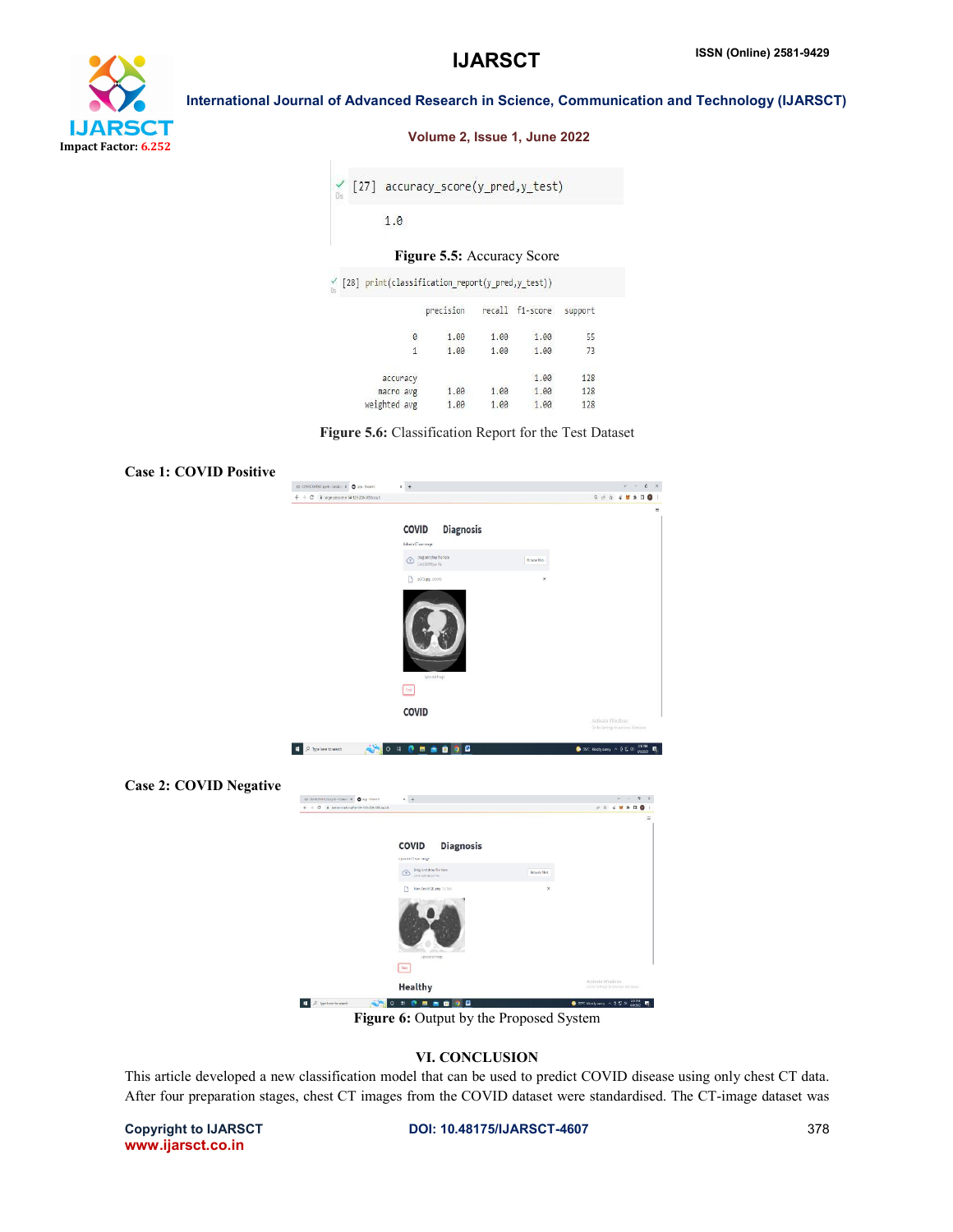```
[27] accuracy_score(y_pred,y_test)

1.0
```

**Figure 5.5:** Accuracy Score

```
[28] print(classification_report(y_pred,y_test))

              precision    recall  f1-score   support

           0       1.00      1.00      1.00        55
           1       1.00      1.00      1.00        73

    accuracy                           1.00       128
   macro avg       1.00      1.00      1.00       128
weighted avg       1.00      1.00      1.00       128
```

**Figure 5.6:** Classification Report for the Test Dataset

**Case 1: COVID Positive**

**Case 2: COVID Negative**

**Figure 6:** Output by the Proposed System

## VI. CONCLUSION

This article developed a new classification model that can be used to predict COVID disease using only chest CT data. After four preparation stages, chest CT images from the COVID dataset were standardised. The CT-image dataset was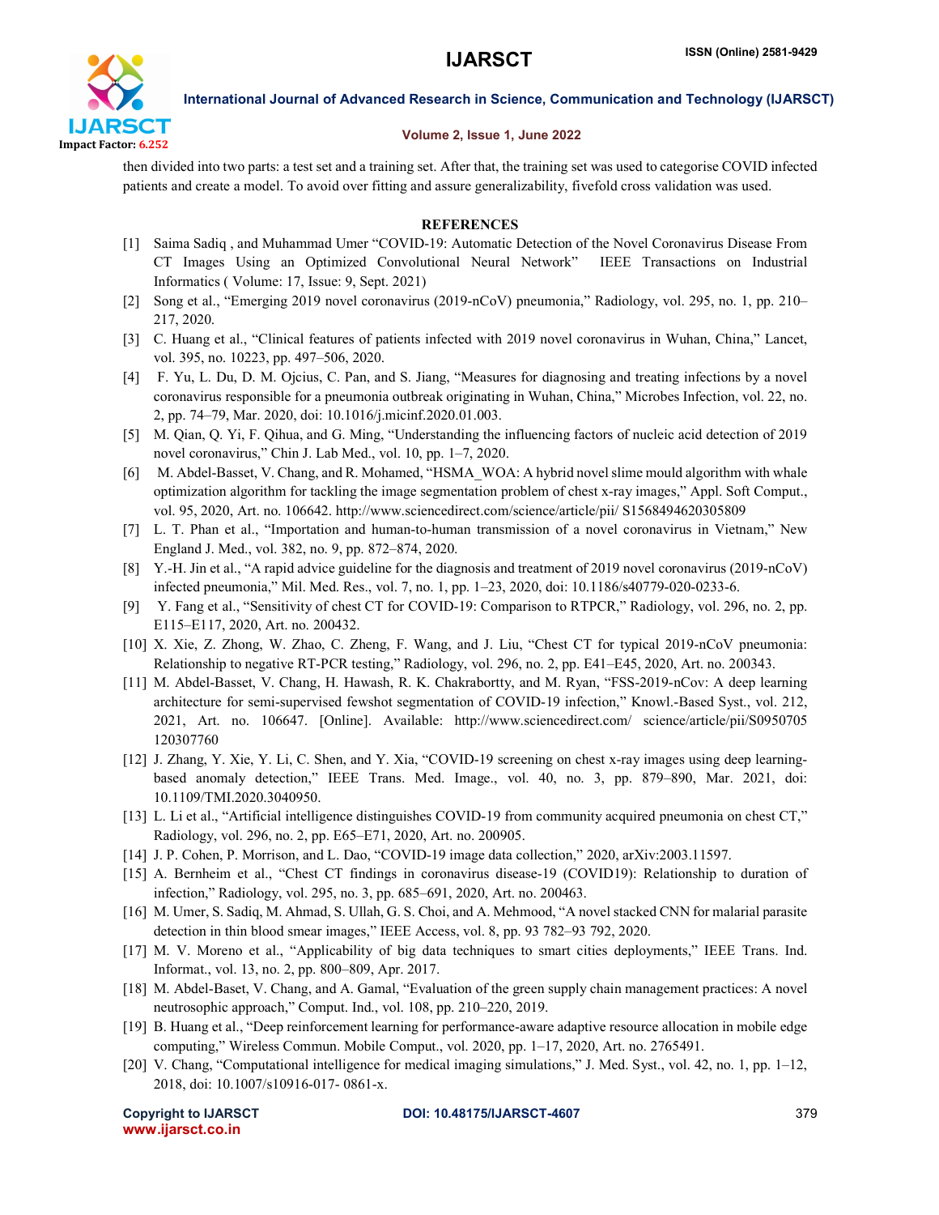then divided into two parts: a test set and a training set. After that, the training set was used to categorise COVID infected patients and create a model. To avoid over fitting and assure generalizability, fivefold cross validation was used.

## REFERENCES

[1] Saima Sadiq , and Muhammad Umer "COVID-19: Automatic Detection of the Novel Coronavirus Disease From CT Images Using an Optimized Convolutional Neural Network" IEEE Transactions on Industrial Informatics ( Volume: 17, Issue: 9, Sept. 2021)

[2] Song et al., "Emerging 2019 novel coronavirus (2019-nCoV) pneumonia," Radiology, vol. 295, no. 1, pp. 210–217, 2020.

[3] C. Huang et al., "Clinical features of patients infected with 2019 novel coronavirus in Wuhan, China," Lancet, vol. 395, no. 10223, pp. 497–506, 2020.

[4] F. Yu, L. Du, D. M. Ojcius, C. Pan, and S. Jiang, "Measures for diagnosing and treating infections by a novel coronavirus responsible for a pneumonia outbreak originating in Wuhan, China," Microbes Infection, vol. 22, no. 2, pp. 74–79, Mar. 2020, doi: 10.1016/j.micinf.2020.01.003.

[5] M. Qian, Q. Yi, F. Qihua, and G. Ming, "Understanding the influencing factors of nucleic acid detection of 2019 novel coronavirus," Chin J. Lab Med., vol. 10, pp. 1–7, 2020.

[6] M. Abdel-Basset, V. Chang, and R. Mohamed, "HSMA_WOA: A hybrid novel slime mould algorithm with whale optimization algorithm for tackling the image segmentation problem of chest x-ray images," Appl. Soft Comput., vol. 95, 2020, Art. no. 106642. http://www.sciencedirect.com/science/article/pii/ S1568494620305809

[7] L. T. Phan et al., "Importation and human-to-human transmission of a novel coronavirus in Vietnam," New England J. Med., vol. 382, no. 9, pp. 872–874, 2020.

[8] Y.-H. Jin et al., "A rapid advice guideline for the diagnosis and treatment of 2019 novel coronavirus (2019-nCoV) infected pneumonia," Mil. Med. Res., vol. 7, no. 1, pp. 1–23, 2020, doi: 10.1186/s40779-020-0233-6.

[9] Y. Fang et al., "Sensitivity of chest CT for COVID-19: Comparison to RTPCR," Radiology, vol. 296, no. 2, pp. E115–E117, 2020, Art. no. 200432.

[10] X. Xie, Z. Zhong, W. Zhao, C. Zheng, F. Wang, and J. Liu, "Chest CT for typical 2019-nCoV pneumonia: Relationship to negative RT-PCR testing," Radiology, vol. 296, no. 2, pp. E41–E45, 2020, Art. no. 200343.

[11] M. Abdel-Basset, V. Chang, H. Hawash, R. K. Chakrabortty, and M. Ryan, "FSS-2019-nCov: A deep learning architecture for semi-supervised fewshot segmentation of COVID-19 infection," Knowl.-Based Syst., vol. 212, 2021, Art. no. 106647. [Online]. Available: http://www.sciencedirect.com/ science/article/pii/S0950705 120307760

[12] J. Zhang, Y. Xie, Y. Li, C. Shen, and Y. Xia, "COVID-19 screening on chest x-ray images using deep learning-based anomaly detection," IEEE Trans. Med. Image., vol. 40, no. 3, pp. 879–890, Mar. 2021, doi: 10.1109/TMI.2020.3040950.

[13] L. Li et al., "Artificial intelligence distinguishes COVID-19 from community acquired pneumonia on chest CT," Radiology, vol. 296, no. 2, pp. E65–E71, 2020, Art. no. 200905.

[14] J. P. Cohen, P. Morrison, and L. Dao, "COVID-19 image data collection," 2020, arXiv:2003.11597.

[15] A. Bernheim et al., "Chest CT findings in coronavirus disease-19 (COVID19): Relationship to duration of infection," Radiology, vol. 295, no. 3, pp. 685–691, 2020, Art. no. 200463.

[16] M. Umer, S. Sadiq, M. Ahmad, S. Ullah, G. S. Choi, and A. Mehmood, "A novel stacked CNN for malarial parasite detection in thin blood smear images," IEEE Access, vol. 8, pp. 93 782–93 792, 2020.

[17] M. V. Moreno et al., "Applicability of big data techniques to smart cities deployments," IEEE Trans. Ind. Informat., vol. 13, no. 2, pp. 800–809, Apr. 2017.

[18] M. Abdel-Baset, V. Chang, and A. Gamal, "Evaluation of the green supply chain management practices: A novel neutrosophic approach," Comput. Ind., vol. 108, pp. 210–220, 2019.

[19] B. Huang et al., "Deep reinforcement learning for performance-aware adaptive resource allocation in mobile edge computing," Wireless Commun. Mobile Comput., vol. 2020, pp. 1–17, 2020, Art. no. 2765491.

[20] V. Chang, "Computational intelligence for medical imaging simulations," J. Med. Syst., vol. 42, no. 1, pp. 1–12, 2018, doi: 10.1007/s10916-017- 0861-x.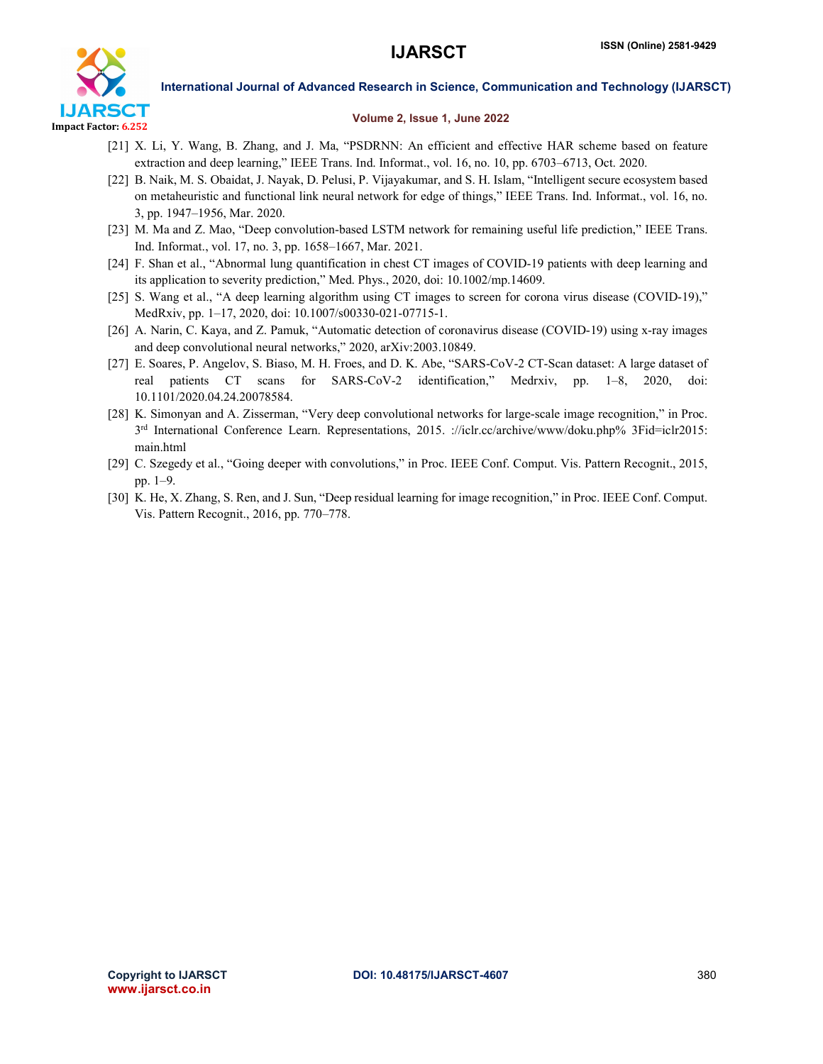[21] X. Li, Y. Wang, B. Zhang, and J. Ma, "PSDRNN: An efficient and effective HAR scheme based on feature extraction and deep learning," IEEE Trans. Ind. Informat., vol. 16, no. 10, pp. 6703–6713, Oct. 2020.

[22] B. Naik, M. S. Obaidat, J. Nayak, D. Pelusi, P. Vijayakumar, and S. H. Islam, "Intelligent secure ecosystem based on metaheuristic and functional link neural network for edge of things," IEEE Trans. Ind. Informat., vol. 16, no. 3, pp. 1947–1956, Mar. 2020.

[23] M. Ma and Z. Mao, "Deep convolution-based LSTM network for remaining useful life prediction," IEEE Trans. Ind. Informat., vol. 17, no. 3, pp. 1658–1667, Mar. 2021.

[24] F. Shan et al., "Abnormal lung quantification in chest CT images of COVID-19 patients with deep learning and its application to severity prediction," Med. Phys., 2020, doi: 10.1002/mp.14609.

[25] S. Wang et al., "A deep learning algorithm using CT images to screen for corona virus disease (COVID-19)," MedRxiv, pp. 1–17, 2020, doi: 10.1007/s00330-021-07715-1.

[26] A. Narin, C. Kaya, and Z. Pamuk, "Automatic detection of coronavirus disease (COVID-19) using x-ray images and deep convolutional neural networks," 2020, arXiv:2003.10849.

[27] E. Soares, P. Angelov, S. Biaso, M. H. Froes, and D. K. Abe, "SARS-CoV-2 CT-Scan dataset: A large dataset of real patients CT scans for SARS-CoV-2 identification," Medrxiv, pp. 1–8, 2020, doi: 10.1101/2020.04.24.20078584.

[28] K. Simonyan and A. Zisserman, "Very deep convolutional networks for large-scale image recognition," in Proc. 3rd International Conference Learn. Representations, 2015. ://iclr.cc/archive/www/doku.php% 3Fid=iclr2015: main.html

[29] C. Szegedy et al., "Going deeper with convolutions," in Proc. IEEE Conf. Comput. Vis. Pattern Recognit., 2015, pp. 1–9.

[30] K. He, X. Zhang, S. Ren, and J. Sun, "Deep residual learning for image recognition," in Proc. IEEE Conf. Comput. Vis. Pattern Recognit., 2016, pp. 770–778.